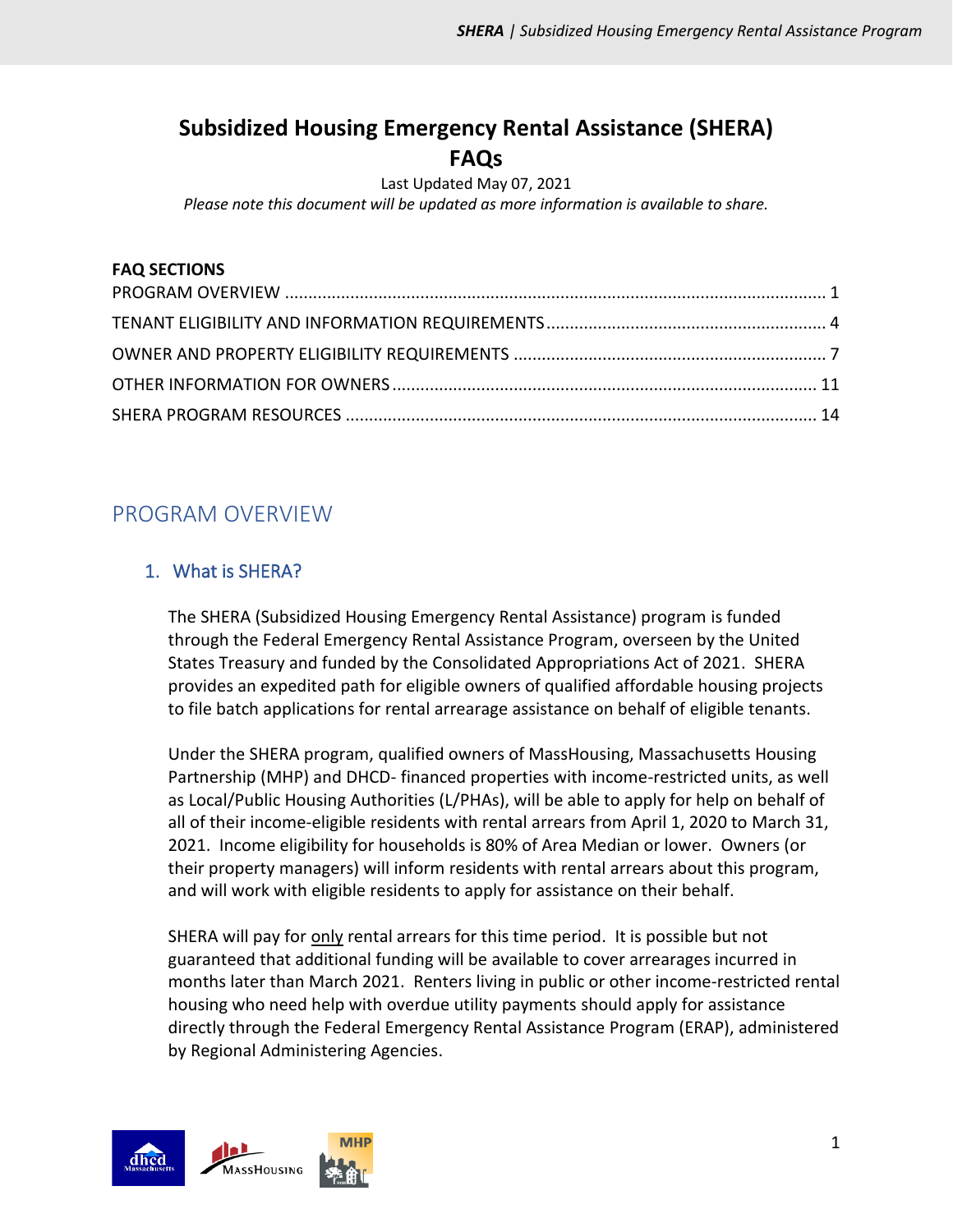# Subsidized Housing Emergency Rental Assistance (SHERA) FAQs

Last Updated May 07, 2021

*Please note this document will be updated as more information is available to share.*

**FAQ SECTIONS**

PROGRAM OVERVIEW .......... 1
TENANT ELIGIBILITY AND INFORMATION REQUIREMENTS .......... 4
OWNER AND PROPERTY ELIGIBILITY REQUIREMENTS .......... 7
OTHER INFORMATION FOR OWNERS .......... 11
SHERA PROGRAM RESOURCES .......... 14

## PROGRAM OVERVIEW

### 1. What is SHERA?

The SHERA (Subsidized Housing Emergency Rental Assistance) program is funded through the Federal Emergency Rental Assistance Program, overseen by the United States Treasury and funded by the Consolidated Appropriations Act of 2021. SHERA provides an expedited path for eligible owners of qualified affordable housing projects to file batch applications for rental arrearage assistance on behalf of eligible tenants.

Under the SHERA program, qualified owners of MassHousing, Massachusetts Housing Partnership (MHP) and DHCD- financed properties with income-restricted units, as well as Local/Public Housing Authorities (L/PHAs), will be able to apply for help on behalf of all of their income-eligible residents with rental arrears from April 1, 2020 to March 31, 2021. Income eligibility for households is 80% of Area Median or lower. Owners (or their property managers) will inform residents with rental arrears about this program, and will work with eligible residents to apply for assistance on their behalf.

SHERA will pay for <u>only</u> rental arrears for this time period. It is possible but not guaranteed that additional funding will be available to cover arrearages incurred in months later than March 2021. Renters living in public or other income-restricted rental housing who need help with overdue utility payments should apply for assistance directly through the Federal Emergency Rental Assistance Program (ERAP), administered by Regional Administering Agencies.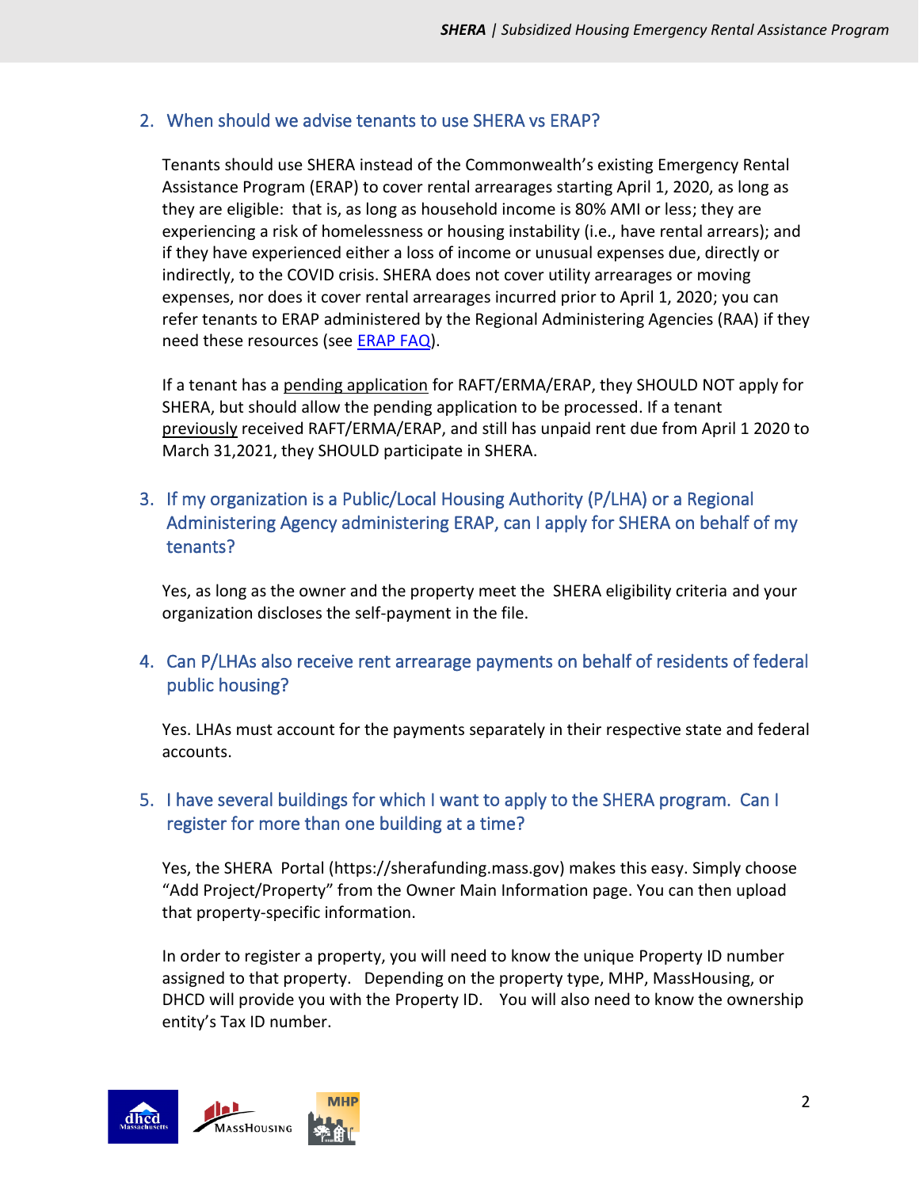## 2. When should we advise tenants to use SHERA vs ERAP?

Tenants should use SHERA instead of the Commonwealth's existing Emergency Rental Assistance Program (ERAP) to cover rental arrearages starting April 1, 2020, as long as they are eligible: that is, as long as household income is 80% AMI or less; they are experiencing a risk of homelessness or housing instability (i.e., have rental arrears); and if they have experienced either a loss of income or unusual expenses due, directly or indirectly, to the COVID crisis. SHERA does not cover utility arrearages or moving expenses, nor does it cover rental arrearages incurred prior to April 1, 2020; you can refer tenants to ERAP administered by the Regional Administering Agencies (RAA) if they need these resources (see ERAP FAQ).

If a tenant has a pending application for RAFT/ERMA/ERAP, they SHOULD NOT apply for SHERA, but should allow the pending application to be processed. If a tenant previously received RAFT/ERMA/ERAP, and still has unpaid rent due from April 1 2020 to March 31,2021, they SHOULD participate in SHERA.

## 3. If my organization is a Public/Local Housing Authority (P/LHA) or a Regional Administering Agency administering ERAP, can I apply for SHERA on behalf of my tenants?

Yes, as long as the owner and the property meet the SHERA eligibility criteria and your organization discloses the self-payment in the file.

## 4. Can P/LHAs also receive rent arrearage payments on behalf of residents of federal public housing?

Yes. LHAs must account for the payments separately in their respective state and federal accounts.

## 5. I have several buildings for which I want to apply to the SHERA program. Can I register for more than one building at a time?

Yes, the SHERA Portal (https://sherafunding.mass.gov) makes this easy. Simply choose "Add Project/Property" from the Owner Main Information page. You can then upload that property-specific information.

In order to register a property, you will need to know the unique Property ID number assigned to that property. Depending on the property type, MHP, MassHousing, or DHCD will provide you with the Property ID. You will also need to know the ownership entity's Tax ID number.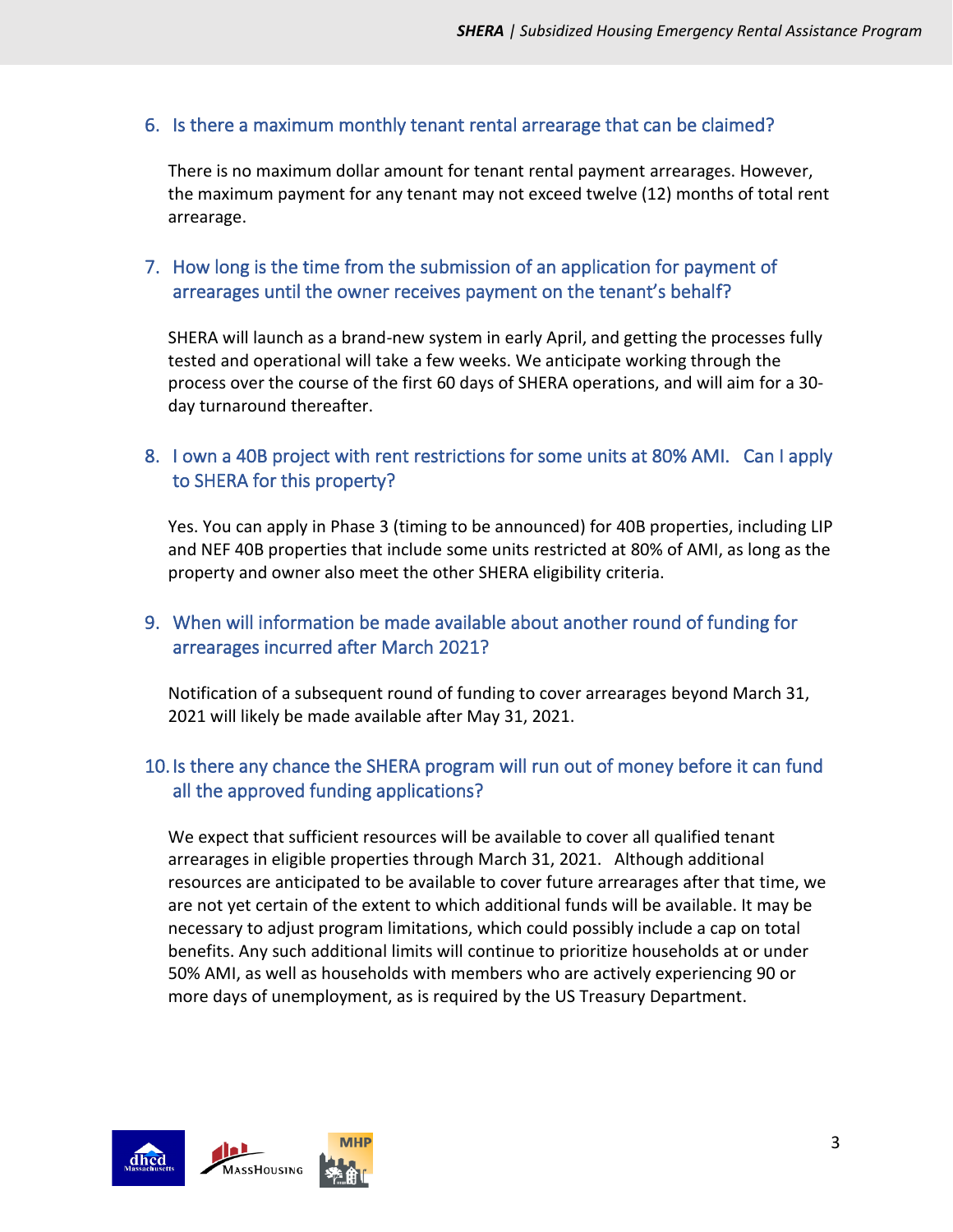### 6. Is there a maximum monthly tenant rental arrearage that can be claimed?

There is no maximum dollar amount for tenant rental payment arrearages. However, the maximum payment for any tenant may not exceed twelve (12) months of total rent arrearage.

### 7. How long is the time from the submission of an application for payment of arrearages until the owner receives payment on the tenant's behalf?

SHERA will launch as a brand-new system in early April, and getting the processes fully tested and operational will take a few weeks. We anticipate working through the process over the course of the first 60 days of SHERA operations, and will aim for a 30-day turnaround thereafter.

### 8. I own a 40B project with rent restrictions for some units at 80% AMI. Can I apply to SHERA for this property?

Yes. You can apply in Phase 3 (timing to be announced) for 40B properties, including LIP and NEF 40B properties that include some units restricted at 80% of AMI, as long as the property and owner also meet the other SHERA eligibility criteria.

### 9. When will information be made available about another round of funding for arrearages incurred after March 2021?

Notification of a subsequent round of funding to cover arrearages beyond March 31, 2021 will likely be made available after May 31, 2021.

### 10. Is there any chance the SHERA program will run out of money before it can fund all the approved funding applications?

We expect that sufficient resources will be available to cover all qualified tenant arrearages in eligible properties through March 31, 2021. Although additional resources are anticipated to be available to cover future arrearages after that time, we are not yet certain of the extent to which additional funds will be available. It may be necessary to adjust program limitations, which could possibly include a cap on total benefits. Any such additional limits will continue to prioritize households at or under 50% AMI, as well as households with members who are actively experiencing 90 or more days of unemployment, as is required by the US Treasury Department.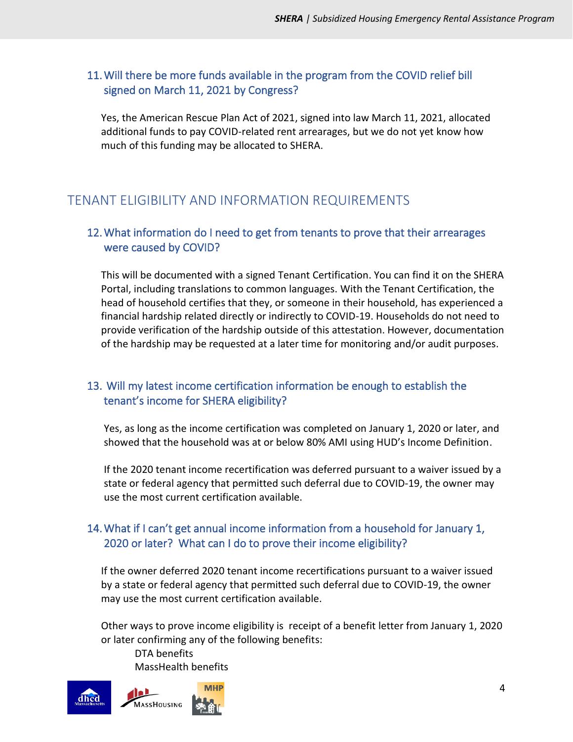### 11. Will there be more funds available in the program from the COVID relief bill signed on March 11, 2021 by Congress?

Yes, the American Rescue Plan Act of 2021, signed into law March 11, 2021, allocated additional funds to pay COVID-related rent arrearages, but we do not yet know how much of this funding may be allocated to SHERA.

## TENANT ELIGIBILITY AND INFORMATION REQUIREMENTS

### 12. What information do I need to get from tenants to prove that their arrearages were caused by COVID?

This will be documented with a signed Tenant Certification. You can find it on the SHERA Portal, including translations to common languages. With the Tenant Certification, the head of household certifies that they, or someone in their household, has experienced a financial hardship related directly or indirectly to COVID-19. Households do not need to provide verification of the hardship outside of this attestation. However, documentation of the hardship may be requested at a later time for monitoring and/or audit purposes.

### 13. Will my latest income certification information be enough to establish the tenant's income for SHERA eligibility?

Yes, as long as the income certification was completed on January 1, 2020 or later, and showed that the household was at or below 80% AMI using HUD's Income Definition.

If the 2020 tenant income recertification was deferred pursuant to a waiver issued by a state or federal agency that permitted such deferral due to COVID-19, the owner may use the most current certification available.

### 14. What if I can't get annual income information from a household for January 1, 2020 or later? What can I do to prove their income eligibility?

If the owner deferred 2020 tenant income recertifications pursuant to a waiver issued by a state or federal agency that permitted such deferral due to COVID-19, the owner may use the most current certification available.

Other ways to prove income eligibility is receipt of a benefit letter from January 1, 2020 or later confirming any of the following benefits:

- DTA benefits
- MassHealth benefits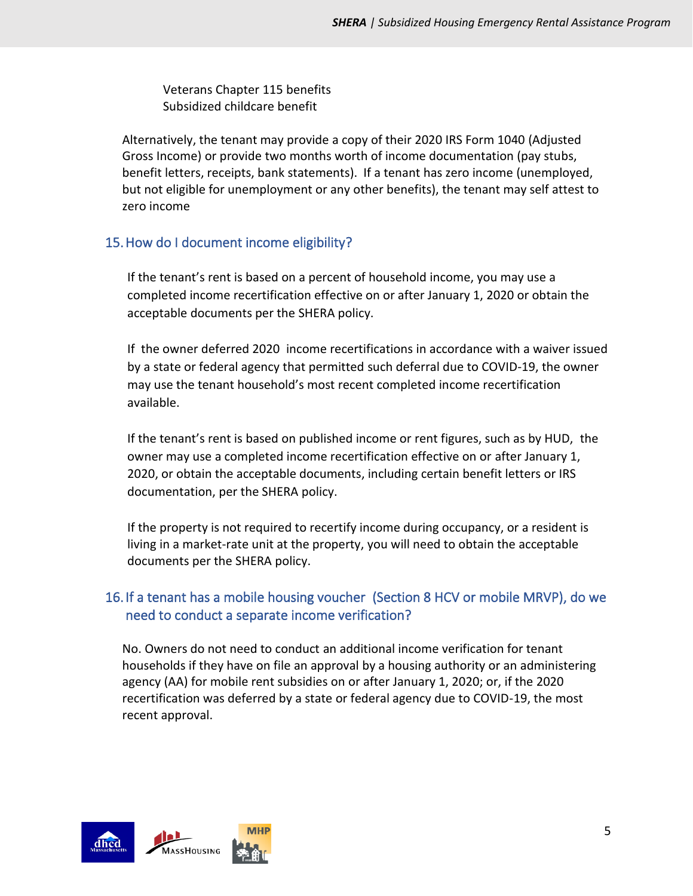Veterans Chapter 115 benefits
Subsidized childcare benefit

Alternatively, the tenant may provide a copy of their 2020 IRS Form 1040 (Adjusted Gross Income) or provide two months worth of income documentation (pay stubs, benefit letters, receipts, bank statements). If a tenant has zero income (unemployed, but not eligible for unemployment or any other benefits), the tenant may self attest to zero income

## 15. How do I document income eligibility?

If the tenant's rent is based on a percent of household income, you may use a completed income recertification effective on or after January 1, 2020 or obtain the acceptable documents per the SHERA policy.

If the owner deferred 2020 income recertifications in accordance with a waiver issued by a state or federal agency that permitted such deferral due to COVID-19, the owner may use the tenant household's most recent completed income recertification available.

If the tenant's rent is based on published income or rent figures, such as by HUD, the owner may use a completed income recertification effective on or after January 1, 2020, or obtain the acceptable documents, including certain benefit letters or IRS documentation, per the SHERA policy.

If the property is not required to recertify income during occupancy, or a resident is living in a market-rate unit at the property, you will need to obtain the acceptable documents per the SHERA policy.

## 16. If a tenant has a mobile housing voucher (Section 8 HCV or mobile MRVP), do we need to conduct a separate income verification?

No. Owners do not need to conduct an additional income verification for tenant households if they have on file an approval by a housing authority or an administering agency (AA) for mobile rent subsidies on or after January 1, 2020; or, if the 2020 recertification was deferred by a state or federal agency due to COVID-19, the most recent approval.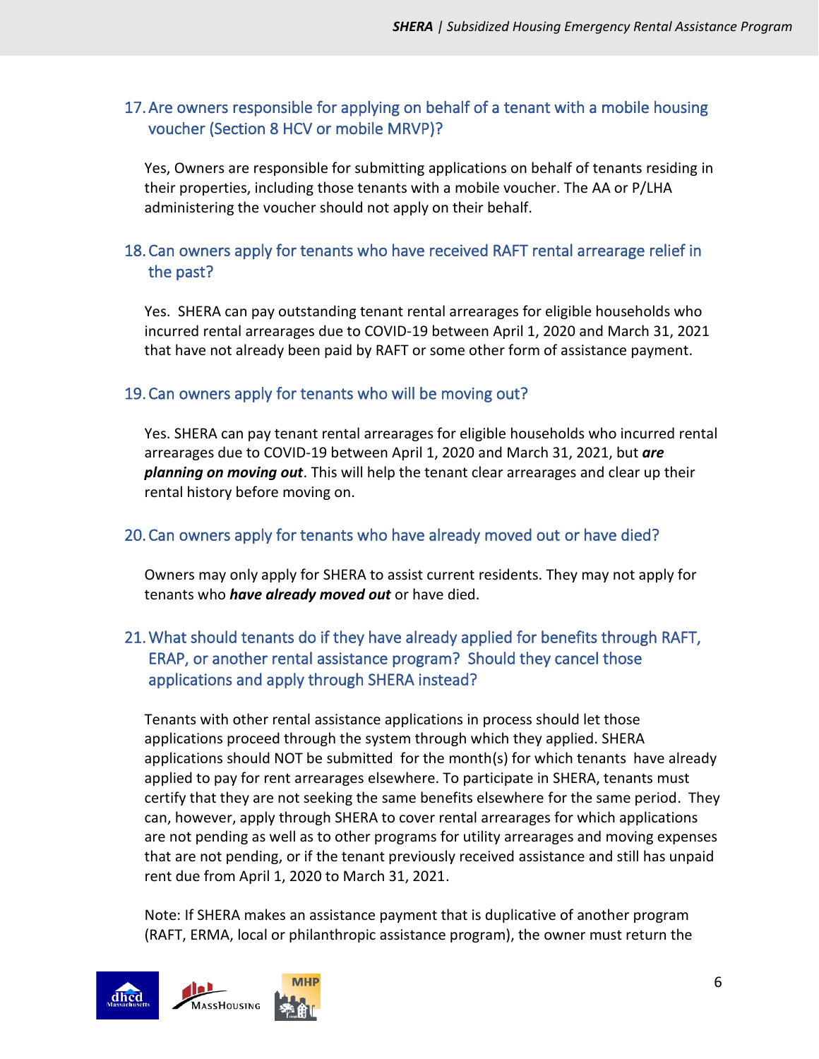### 17. Are owners responsible for applying on behalf of a tenant with a mobile housing voucher (Section 8 HCV or mobile MRVP)?

Yes, Owners are responsible for submitting applications on behalf of tenants residing in their properties, including those tenants with a mobile voucher. The AA or P/LHA administering the voucher should not apply on their behalf.

### 18. Can owners apply for tenants who have received RAFT rental arrearage relief in the past?

Yes. SHERA can pay outstanding tenant rental arrearages for eligible households who incurred rental arrearages due to COVID-19 between April 1, 2020 and March 31, 2021 that have not already been paid by RAFT or some other form of assistance payment.

### 19. Can owners apply for tenants who will be moving out?

Yes. SHERA can pay tenant rental arrearages for eligible households who incurred rental arrearages due to COVID-19 between April 1, 2020 and March 31, 2021, but ***are planning on moving out***. This will help the tenant clear arrearages and clear up their rental history before moving on.

### 20. Can owners apply for tenants who have already moved out or have died?

Owners may only apply for SHERA to assist current residents. They may not apply for tenants who ***have already moved out*** or have died.

### 21. What should tenants do if they have already applied for benefits through RAFT, ERAP, or another rental assistance program? Should they cancel those applications and apply through SHERA instead?

Tenants with other rental assistance applications in process should let those applications proceed through the system through which they applied. SHERA applications should NOT be submitted for the month(s) for which tenants have already applied to pay for rent arrearages elsewhere. To participate in SHERA, tenants must certify that they are not seeking the same benefits elsewhere for the same period. They can, however, apply through SHERA to cover rental arrearages for which applications are not pending as well as to other programs for utility arrearages and moving expenses that are not pending, or if the tenant previously received assistance and still has unpaid rent due from April 1, 2020 to March 31, 2021.

Note: If SHERA makes an assistance payment that is duplicative of another program (RAFT, ERMA, local or philanthropic assistance program), the owner must return the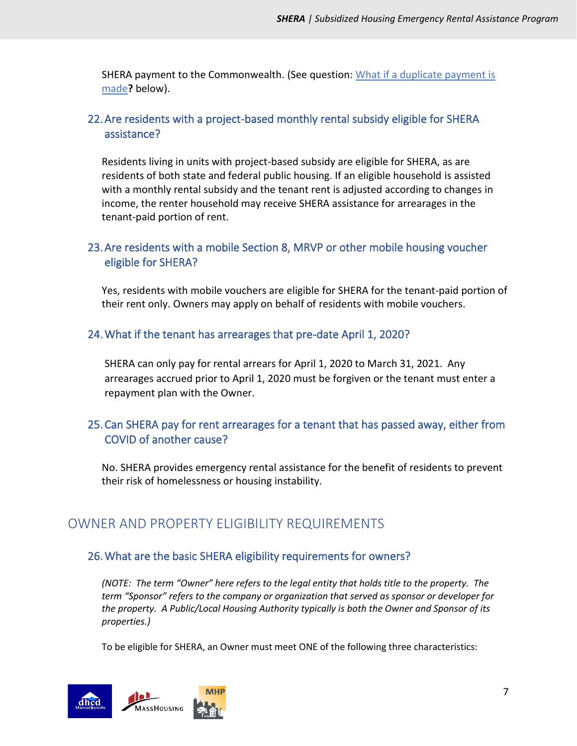SHERA payment to the Commonwealth. (See question: What if a duplicate payment is made**?** below).

### 22. Are residents with a project-based monthly rental subsidy eligible for SHERA assistance?

Residents living in units with project-based subsidy are eligible for SHERA, as are residents of both state and federal public housing. If an eligible household is assisted with a monthly rental subsidy and the tenant rent is adjusted according to changes in income, the renter household may receive SHERA assistance for arrearages in the tenant-paid portion of rent.

### 23. Are residents with a mobile Section 8, MRVP or other mobile housing voucher eligible for SHERA?

Yes, residents with mobile vouchers are eligible for SHERA for the tenant-paid portion of their rent only. Owners may apply on behalf of residents with mobile vouchers.

### 24. What if the tenant has arrearages that pre-date April 1, 2020?

SHERA can only pay for rental arrears for April 1, 2020 to March 31, 2021. Any arrearages accrued prior to April 1, 2020 must be forgiven or the tenant must enter a repayment plan with the Owner.

### 25. Can SHERA pay for rent arrearages for a tenant that has passed away, either from COVID of another cause?

No. SHERA provides emergency rental assistance for the benefit of residents to prevent their risk of homelessness or housing instability.

## OWNER AND PROPERTY ELIGIBILITY REQUIREMENTS

### 26. What are the basic SHERA eligibility requirements for owners?

*(NOTE: The term "Owner" here refers to the legal entity that holds title to the property. The term "Sponsor" refers to the company or organization that served as sponsor or developer for the property. A Public/Local Housing Authority typically is both the Owner and Sponsor of its properties.)*

To be eligible for SHERA, an Owner must meet ONE of the following three characteristics: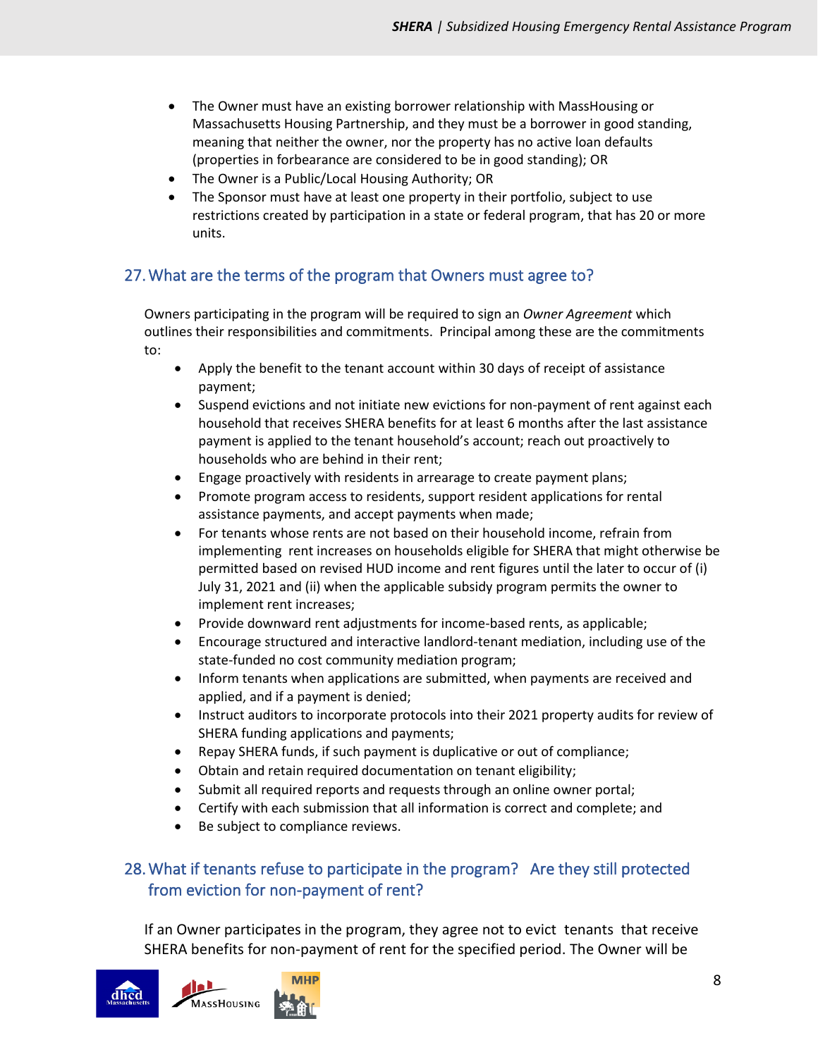- The Owner must have an existing borrower relationship with MassHousing or Massachusetts Housing Partnership, and they must be a borrower in good standing, meaning that neither the owner, nor the property has no active loan defaults (properties in forbearance are considered to be in good standing); OR
- The Owner is a Public/Local Housing Authority; OR
- The Sponsor must have at least one property in their portfolio, subject to use restrictions created by participation in a state or federal program, that has 20 or more units.

## 27. What are the terms of the program that Owners must agree to?

Owners participating in the program will be required to sign an *Owner Agreement* which outlines their responsibilities and commitments. Principal among these are the commitments to:

- Apply the benefit to the tenant account within 30 days of receipt of assistance payment;
- Suspend evictions and not initiate new evictions for non-payment of rent against each household that receives SHERA benefits for at least 6 months after the last assistance payment is applied to the tenant household's account; reach out proactively to households who are behind in their rent;
- Engage proactively with residents in arrearage to create payment plans;
- Promote program access to residents, support resident applications for rental assistance payments, and accept payments when made;
- For tenants whose rents are not based on their household income, refrain from implementing rent increases on households eligible for SHERA that might otherwise be permitted based on revised HUD income and rent figures until the later to occur of (i) July 31, 2021 and (ii) when the applicable subsidy program permits the owner to implement rent increases;
- Provide downward rent adjustments for income-based rents, as applicable;
- Encourage structured and interactive landlord-tenant mediation, including use of the state-funded no cost community mediation program;
- Inform tenants when applications are submitted, when payments are received and applied, and if a payment is denied;
- Instruct auditors to incorporate protocols into their 2021 property audits for review of SHERA funding applications and payments;
- Repay SHERA funds, if such payment is duplicative or out of compliance;
- Obtain and retain required documentation on tenant eligibility;
- Submit all required reports and requests through an online owner portal;
- Certify with each submission that all information is correct and complete; and
- Be subject to compliance reviews.

## 28. What if tenants refuse to participate in the program? Are they still protected from eviction for non-payment of rent?

If an Owner participates in the program, they agree not to evict tenants that receive SHERA benefits for non-payment of rent for the specified period. The Owner will be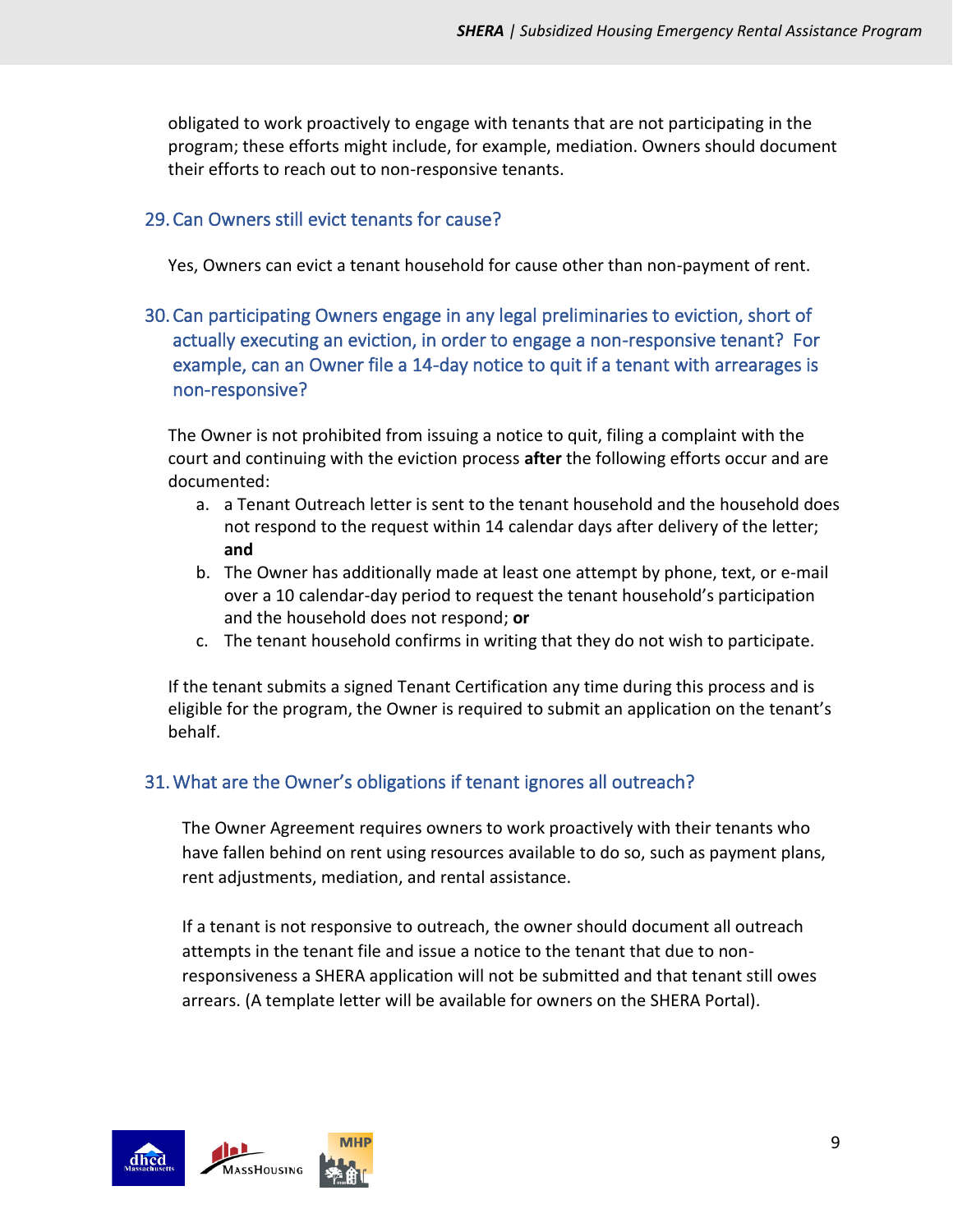obligated to work proactively to engage with tenants that are not participating in the program; these efforts might include, for example, mediation. Owners should document their efforts to reach out to non-responsive tenants.

### 29. Can Owners still evict tenants for cause?

Yes, Owners can evict a tenant household for cause other than non-payment of rent.

### 30. Can participating Owners engage in any legal preliminaries to eviction, short of actually executing an eviction, in order to engage a non-responsive tenant? For example, can an Owner file a 14-day notice to quit if a tenant with arrearages is non-responsive?

The Owner is not prohibited from issuing a notice to quit, filing a complaint with the court and continuing with the eviction process **after** the following efforts occur and are documented:

a. a Tenant Outreach letter is sent to the tenant household and the household does not respond to the request within 14 calendar days after delivery of the letter; **and**
b. The Owner has additionally made at least one attempt by phone, text, or e-mail over a 10 calendar-day period to request the tenant household's participation and the household does not respond; **or**
c. The tenant household confirms in writing that they do not wish to participate.

If the tenant submits a signed Tenant Certification any time during this process and is eligible for the program, the Owner is required to submit an application on the tenant's behalf.

### 31. What are the Owner's obligations if tenant ignores all outreach?

The Owner Agreement requires owners to work proactively with their tenants who have fallen behind on rent using resources available to do so, such as payment plans, rent adjustments, mediation, and rental assistance.

If a tenant is not responsive to outreach, the owner should document all outreach attempts in the tenant file and issue a notice to the tenant that due to non-responsiveness a SHERA application will not be submitted and that tenant still owes arrears. (A template letter will be available for owners on the SHERA Portal).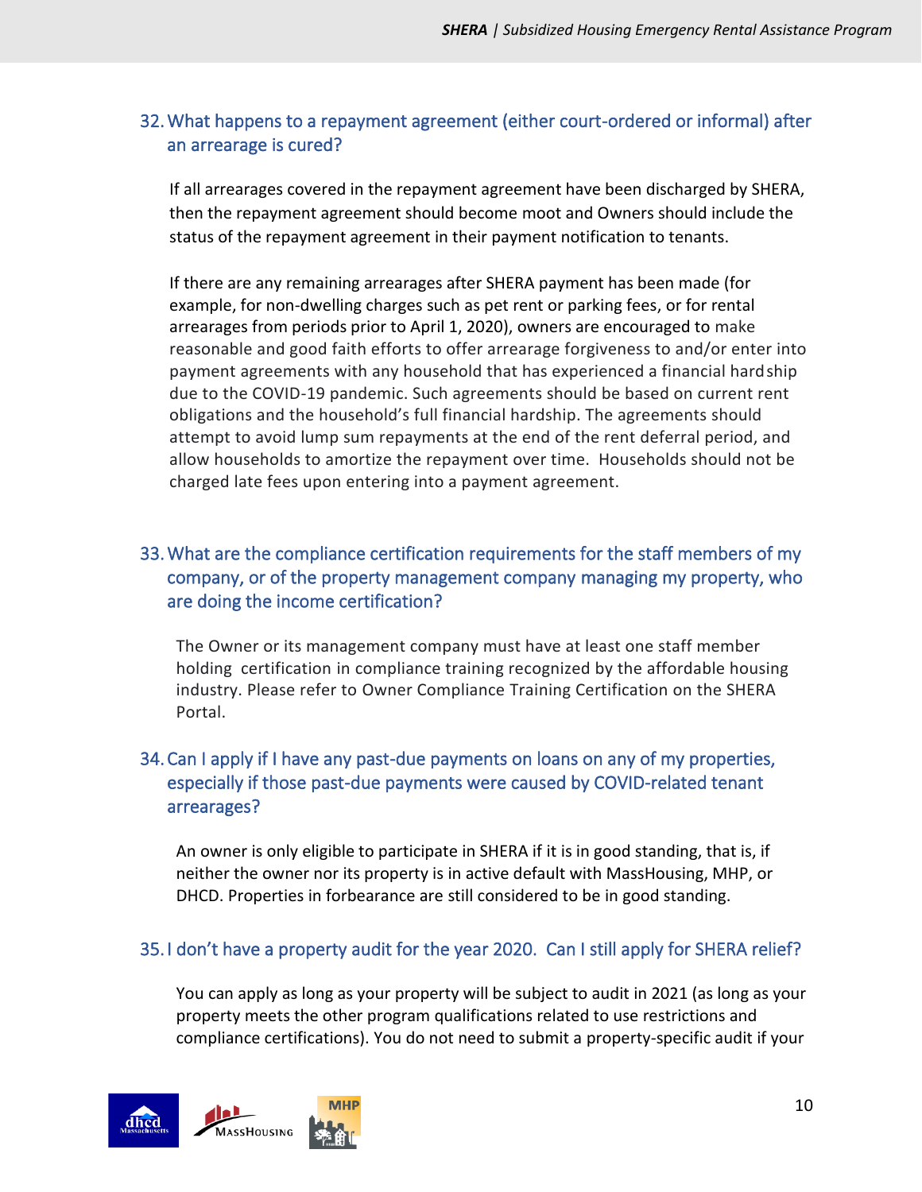### 32. What happens to a repayment agreement (either court-ordered or informal) after an arrearage is cured?

If all arrearages covered in the repayment agreement have been discharged by SHERA, then the repayment agreement should become moot and Owners should include the status of the repayment agreement in their payment notification to tenants.

If there are any remaining arrearages after SHERA payment has been made (for example, for non-dwelling charges such as pet rent or parking fees, or for rental arrearages from periods prior to April 1, 2020), owners are encouraged to make reasonable and good faith efforts to offer arrearage forgiveness to and/or enter into payment agreements with any household that has experienced a financial hardship due to the COVID-19 pandemic. Such agreements should be based on current rent obligations and the household's full financial hardship. The agreements should attempt to avoid lump sum repayments at the end of the rent deferral period, and allow households to amortize the repayment over time. Households should not be charged late fees upon entering into a payment agreement.

### 33. What are the compliance certification requirements for the staff members of my company, or of the property management company managing my property, who are doing the income certification?

The Owner or its management company must have at least one staff member holding certification in compliance training recognized by the affordable housing industry. Please refer to Owner Compliance Training Certification on the SHERA Portal.

### 34. Can I apply if I have any past-due payments on loans on any of my properties, especially if those past-due payments were caused by COVID-related tenant arrearages?

An owner is only eligible to participate in SHERA if it is in good standing, that is, if neither the owner nor its property is in active default with MassHousing, MHP, or DHCD. Properties in forbearance are still considered to be in good standing.

### 35. I don't have a property audit for the year 2020. Can I still apply for SHERA relief?

You can apply as long as your property will be subject to audit in 2021 (as long as your property meets the other program qualifications related to use restrictions and compliance certifications). You do not need to submit a property-specific audit if your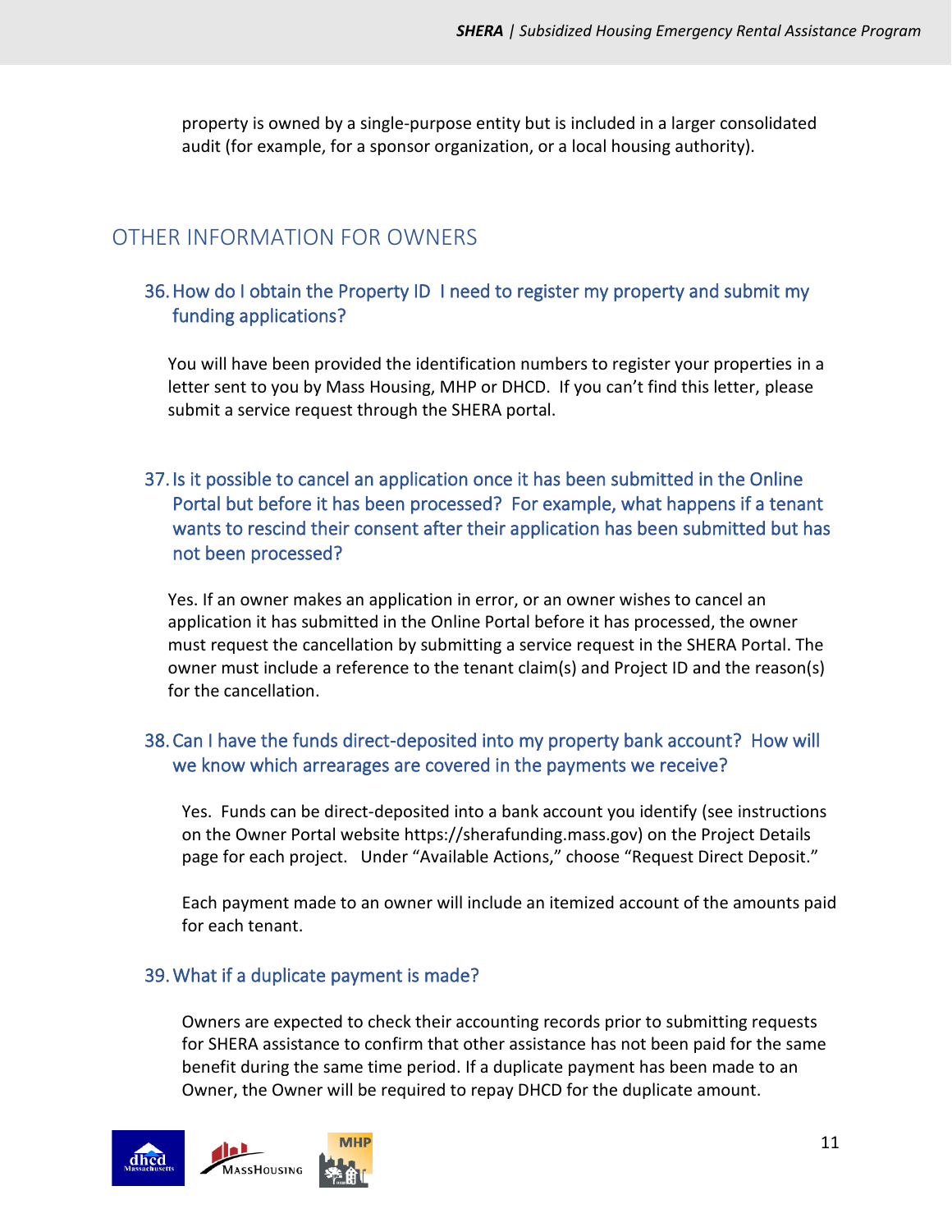property is owned by a single-purpose entity but is included in a larger consolidated audit (for example, for a sponsor organization, or a local housing authority).

## OTHER INFORMATION FOR OWNERS

### 36. How do I obtain the Property ID I need to register my property and submit my funding applications?

You will have been provided the identification numbers to register your properties in a letter sent to you by Mass Housing, MHP or DHCD. If you can't find this letter, please submit a service request through the SHERA portal.

### 37. Is it possible to cancel an application once it has been submitted in the Online Portal but before it has been processed? For example, what happens if a tenant wants to rescind their consent after their application has been submitted but has not been processed?

Yes. If an owner makes an application in error, or an owner wishes to cancel an application it has submitted in the Online Portal before it has processed, the owner must request the cancellation by submitting a service request in the SHERA Portal. The owner must include a reference to the tenant claim(s) and Project ID and the reason(s) for the cancellation.

### 38. Can I have the funds direct-deposited into my property bank account? How will we know which arrearages are covered in the payments we receive?

Yes. Funds can be direct-deposited into a bank account you identify (see instructions on the Owner Portal website https://sherafunding.mass.gov) on the Project Details page for each project. Under "Available Actions," choose "Request Direct Deposit."

Each payment made to an owner will include an itemized account of the amounts paid for each tenant.

### 39. What if a duplicate payment is made?

Owners are expected to check their accounting records prior to submitting requests for SHERA assistance to confirm that other assistance has not been paid for the same benefit during the same time period. If a duplicate payment has been made to an Owner, the Owner will be required to repay DHCD for the duplicate amount.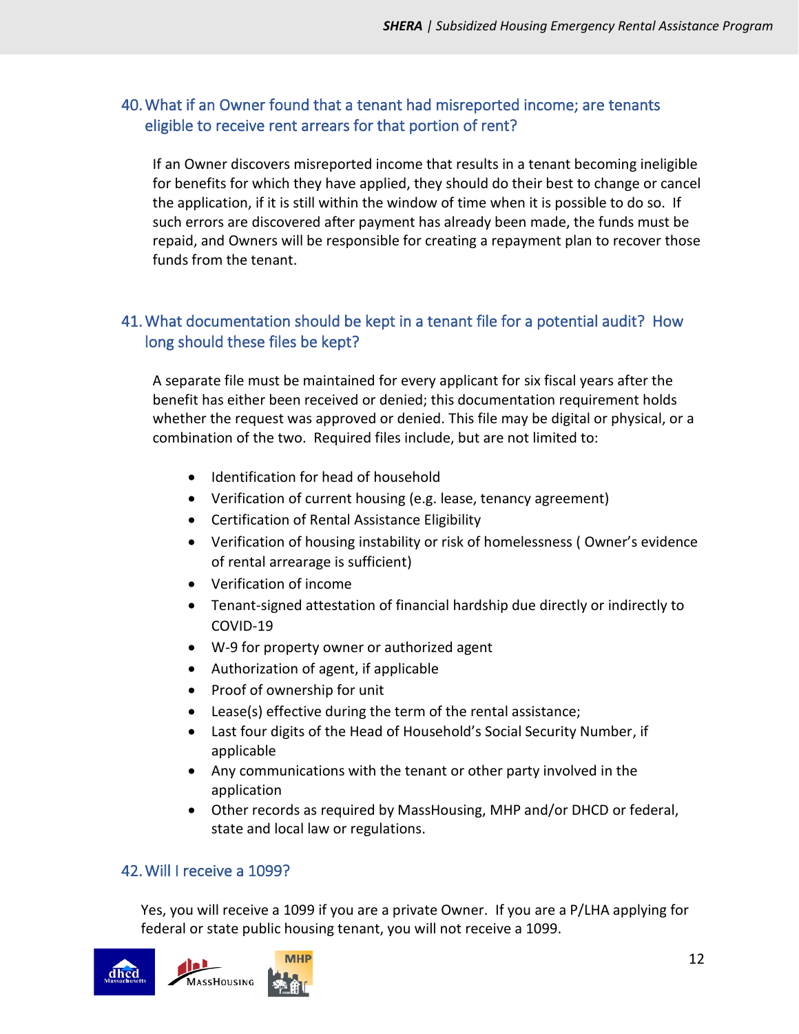## 40. What if an Owner found that a tenant had misreported income; are tenants eligible to receive rent arrears for that portion of rent?

If an Owner discovers misreported income that results in a tenant becoming ineligible for benefits for which they have applied, they should do their best to change or cancel the application, if it is still within the window of time when it is possible to do so. If such errors are discovered after payment has already been made, the funds must be repaid, and Owners will be responsible for creating a repayment plan to recover those funds from the tenant.

## 41. What documentation should be kept in a tenant file for a potential audit? How long should these files be kept?

A separate file must be maintained for every applicant for six fiscal years after the benefit has either been received or denied; this documentation requirement holds whether the request was approved or denied. This file may be digital or physical, or a combination of the two. Required files include, but are not limited to:

- Identification for head of household
- Verification of current housing (e.g. lease, tenancy agreement)
- Certification of Rental Assistance Eligibility
- Verification of housing instability or risk of homelessness ( Owner's evidence of rental arrearage is sufficient)
- Verification of income
- Tenant-signed attestation of financial hardship due directly or indirectly to COVID-19
- W-9 for property owner or authorized agent
- Authorization of agent, if applicable
- Proof of ownership for unit
- Lease(s) effective during the term of the rental assistance;
- Last four digits of the Head of Household's Social Security Number, if applicable
- Any communications with the tenant or other party involved in the application
- Other records as required by MassHousing, MHP and/or DHCD or federal, state and local law or regulations.

## 42. Will I receive a 1099?

Yes, you will receive a 1099 if you are a private Owner. If you are a P/LHA applying for federal or state public housing tenant, you will not receive a 1099.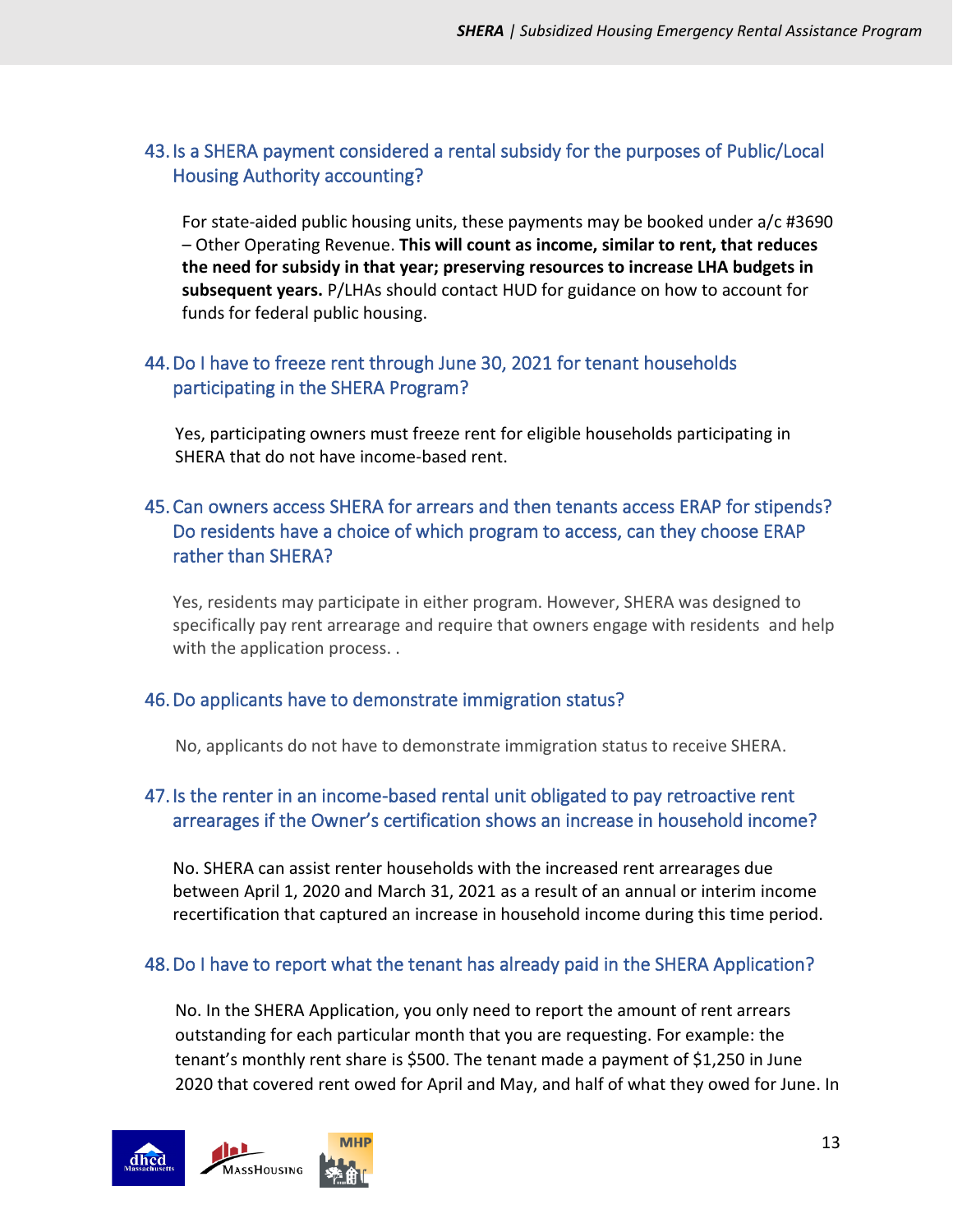## 43. Is a SHERA payment considered a rental subsidy for the purposes of Public/Local Housing Authority accounting?

For state-aided public housing units, these payments may be booked under a/c #3690 – Other Operating Revenue. **This will count as income, similar to rent, that reduces the need for subsidy in that year; preserving resources to increase LHA budgets in subsequent years.** P/LHAs should contact HUD for guidance on how to account for funds for federal public housing.

## 44. Do I have to freeze rent through June 30, 2021 for tenant households participating in the SHERA Program?

Yes, participating owners must freeze rent for eligible households participating in SHERA that do not have income-based rent.

## 45. Can owners access SHERA for arrears and then tenants access ERAP for stipends? Do residents have a choice of which program to access, can they choose ERAP rather than SHERA?

Yes, residents may participate in either program. However, SHERA was designed to specifically pay rent arrearage and require that owners engage with residents and help with the application process. .

## 46. Do applicants have to demonstrate immigration status?

No, applicants do not have to demonstrate immigration status to receive SHERA.

## 47. Is the renter in an income-based rental unit obligated to pay retroactive rent arrearages if the Owner's certification shows an increase in household income?

No. SHERA can assist renter households with the increased rent arrearages due between April 1, 2020 and March 31, 2021 as a result of an annual or interim income recertification that captured an increase in household income during this time period.

## 48. Do I have to report what the tenant has already paid in the SHERA Application?

No. In the SHERA Application, you only need to report the amount of rent arrears outstanding for each particular month that you are requesting. For example: the tenant's monthly rent share is $500. The tenant made a payment of $1,250 in June 2020 that covered rent owed for April and May, and half of what they owed for June. In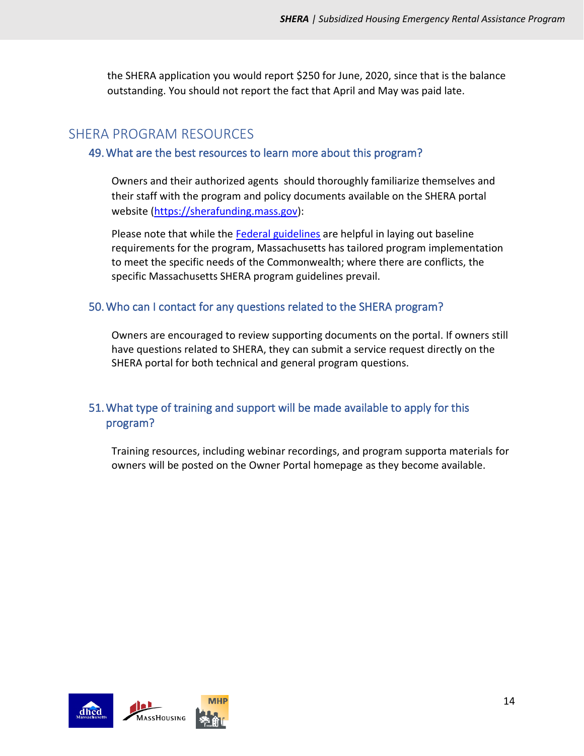the SHERA application you would report $250 for June, 2020, since that is the balance outstanding. You should not report the fact that April and May was paid late.

## SHERA PROGRAM RESOURCES

### 49. What are the best resources to learn more about this program?

Owners and their authorized agents should thoroughly familiarize themselves and their staff with the program and policy documents available on the SHERA portal website (https://sherafunding.mass.gov):

Please note that while the Federal guidelines are helpful in laying out baseline requirements for the program, Massachusetts has tailored program implementation to meet the specific needs of the Commonwealth; where there are conflicts, the specific Massachusetts SHERA program guidelines prevail.

### 50. Who can I contact for any questions related to the SHERA program?

Owners are encouraged to review supporting documents on the portal. If owners still have questions related to SHERA, they can submit a service request directly on the SHERA portal for both technical and general program questions.

### 51. What type of training and support will be made available to apply for this program?

Training resources, including webinar recordings, and program supporta materials for owners will be posted on the Owner Portal homepage as they become available.